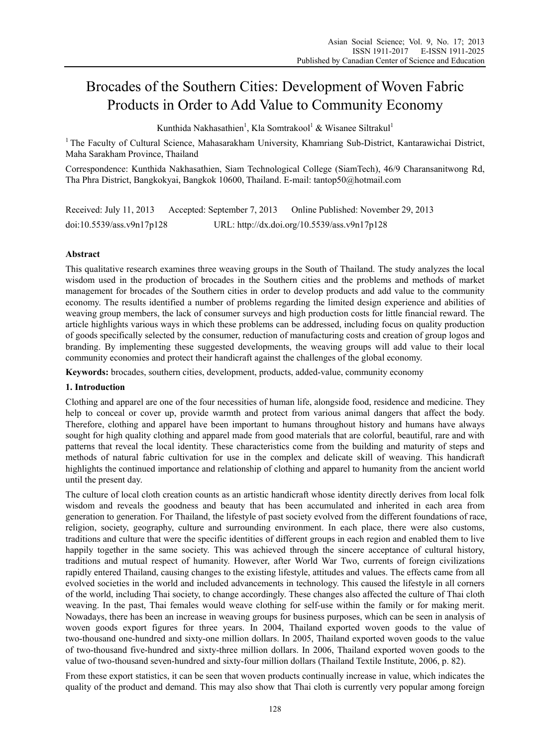# Brocades of the Southern Cities: Development of Woven Fabric Products in Order to Add Value to Community Economy

Kunthida Nakhasathien[1], Kla Somtrakool[1] & Wisanee Siltrakul[1]

[1] The Faculty of Cultural Science, Mahasarakham University, Khamriang Sub-District, Kantarawichai District, Maha Sarakham Province, Thailand

Correspondence: Kunthida Nakhasathien, Siam Technological College (SiamTech), 46/9 Charansanitwong Rd, Tha Phra District, Bangkokyai, Bangkok 10600, Thailand. E-mail: tantop50@hotmail.com

Received: July 11, 2013 Accepted: September 7, 2013 Online Published: November 29, 2013

doi:10.5539/ass.v9n17p128 URL: http://dx.doi.org/10.5539/ass.v9n17p128

## Abstract

This qualitative research examines three weaving groups in the South of Thailand. The study analyzes the local wisdom used in the production of brocades in the Southern cities and the problems and methods of market management for brocades of the Southern cities in order to develop products and add value to the community economy. The results identified a number of problems regarding the limited design experience and abilities of weaving group members, the lack of consumer surveys and high production costs for little financial reward. The article highlights various ways in which these problems can be addressed, including focus on quality production of goods specifically selected by the consumer, reduction of manufacturing costs and creation of group logos and branding. By implementing these suggested developments, the weaving groups will add value to their local community economies and protect their handicraft against the challenges of the global economy.

**Keywords:** brocades, southern cities, development, products, added-value, community economy

## 1. Introduction

Clothing and apparel are one of the four necessities of human life, alongside food, residence and medicine. They help to conceal or cover up, provide warmth and protect from various animal dangers that affect the body. Therefore, clothing and apparel have been important to humans throughout history and humans have always sought for high quality clothing and apparel made from good materials that are colorful, beautiful, rare and with patterns that reveal the local identity. These characteristics come from the building and maturity of steps and methods of natural fabric cultivation for use in the complex and delicate skill of weaving. This handicraft highlights the continued importance and relationship of clothing and apparel to humanity from the ancient world until the present day.

The culture of local cloth creation counts as an artistic handicraft whose identity directly derives from local folk wisdom and reveals the goodness and beauty that has been accumulated and inherited in each area from generation to generation. For Thailand, the lifestyle of past society evolved from the different foundations of race, religion, society, geography, culture and surrounding environment. In each place, there were also customs, traditions and culture that were the specific identities of different groups in each region and enabled them to live happily together in the same society. This was achieved through the sincere acceptance of cultural history, traditions and mutual respect of humanity. However, after World War Two, currents of foreign civilizations rapidly entered Thailand, causing changes to the existing lifestyle, attitudes and values. The effects came from all evolved societies in the world and included advancements in technology. This caused the lifestyle in all corners of the world, including Thai society, to change accordingly. These changes also affected the culture of Thai cloth weaving. In the past, Thai females would weave clothing for self-use within the family or for making merit. Nowadays, there has been an increase in weaving groups for business purposes, which can be seen in analysis of woven goods export figures for three years. In 2004, Thailand exported woven goods to the value of two-thousand one-hundred and sixty-one million dollars. In 2005, Thailand exported woven goods to the value of two-thousand five-hundred and sixty-three million dollars. In 2006, Thailand exported woven goods to the value of two-thousand seven-hundred and sixty-four million dollars (Thailand Textile Institute, 2006, p. 82).

From these export statistics, it can be seen that woven products continually increase in value, which indicates the quality of the product and demand. This may also show that Thai cloth is currently very popular among foreign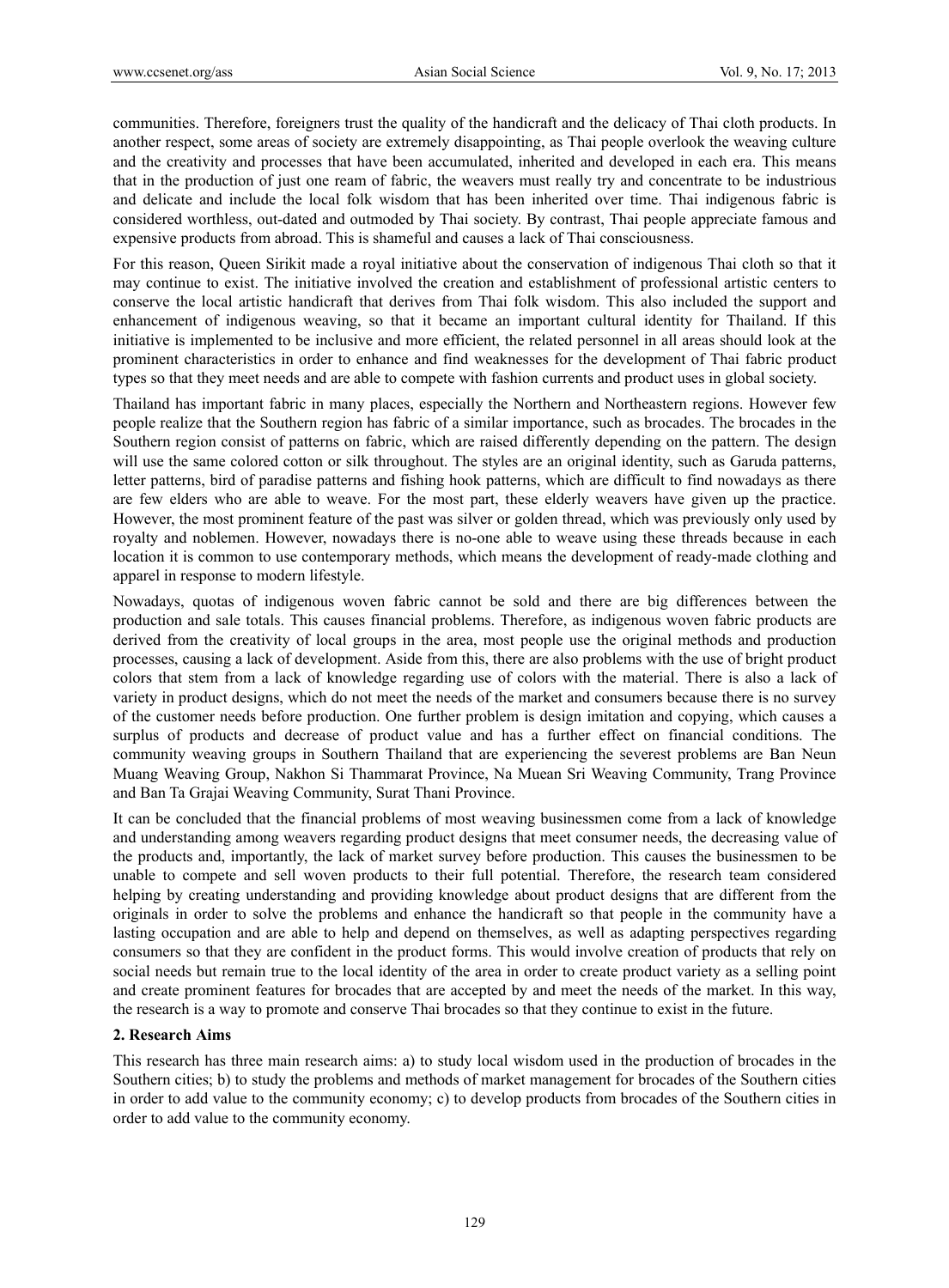communities. Therefore, foreigners trust the quality of the handicraft and the delicacy of Thai cloth products. In another respect, some areas of society are extremely disappointing, as Thai people overlook the weaving culture and the creativity and processes that have been accumulated, inherited and developed in each era. This means that in the production of just one ream of fabric, the weavers must really try and concentrate to be industrious and delicate and include the local folk wisdom that has been inherited over time. Thai indigenous fabric is considered worthless, out-dated and outmoded by Thai society. By contrast, Thai people appreciate famous and expensive products from abroad. This is shameful and causes a lack of Thai consciousness.

For this reason, Queen Sirikit made a royal initiative about the conservation of indigenous Thai cloth so that it may continue to exist. The initiative involved the creation and establishment of professional artistic centers to conserve the local artistic handicraft that derives from Thai folk wisdom. This also included the support and enhancement of indigenous weaving, so that it became an important cultural identity for Thailand. If this initiative is implemented to be inclusive and more efficient, the related personnel in all areas should look at the prominent characteristics in order to enhance and find weaknesses for the development of Thai fabric product types so that they meet needs and are able to compete with fashion currents and product uses in global society.

Thailand has important fabric in many places, especially the Northern and Northeastern regions. However few people realize that the Southern region has fabric of a similar importance, such as brocades. The brocades in the Southern region consist of patterns on fabric, which are raised differently depending on the pattern. The design will use the same colored cotton or silk throughout. The styles are an original identity, such as Garuda patterns, letter patterns, bird of paradise patterns and fishing hook patterns, which are difficult to find nowadays as there are few elders who are able to weave. For the most part, these elderly weavers have given up the practice. However, the most prominent feature of the past was silver or golden thread, which was previously only used by royalty and noblemen. However, nowadays there is no-one able to weave using these threads because in each location it is common to use contemporary methods, which means the development of ready-made clothing and apparel in response to modern lifestyle.

Nowadays, quotas of indigenous woven fabric cannot be sold and there are big differences between the production and sale totals. This causes financial problems. Therefore, as indigenous woven fabric products are derived from the creativity of local groups in the area, most people use the original methods and production processes, causing a lack of development. Aside from this, there are also problems with the use of bright product colors that stem from a lack of knowledge regarding use of colors with the material. There is also a lack of variety in product designs, which do not meet the needs of the market and consumers because there is no survey of the customer needs before production. One further problem is design imitation and copying, which causes a surplus of products and decrease of product value and has a further effect on financial conditions. The community weaving groups in Southern Thailand that are experiencing the severest problems are Ban Neun Muang Weaving Group, Nakhon Si Thammarat Province, Na Muean Sri Weaving Community, Trang Province and Ban Ta Grajai Weaving Community, Surat Thani Province.

It can be concluded that the financial problems of most weaving businessmen come from a lack of knowledge and understanding among weavers regarding product designs that meet consumer needs, the decreasing value of the products and, importantly, the lack of market survey before production. This causes the businessmen to be unable to compete and sell woven products to their full potential. Therefore, the research team considered helping by creating understanding and providing knowledge about product designs that are different from the originals in order to solve the problems and enhance the handicraft so that people in the community have a lasting occupation and are able to help and depend on themselves, as well as adapting perspectives regarding consumers so that they are confident in the product forms. This would involve creation of products that rely on social needs but remain true to the local identity of the area in order to create product variety as a selling point and create prominent features for brocades that are accepted by and meet the needs of the market. In this way, the research is a way to promote and conserve Thai brocades so that they continue to exist in the future.

## 2. Research Aims

This research has three main research aims: a) to study local wisdom used in the production of brocades in the Southern cities; b) to study the problems and methods of market management for brocades of the Southern cities in order to add value to the community economy; c) to develop products from brocades of the Southern cities in order to add value to the community economy.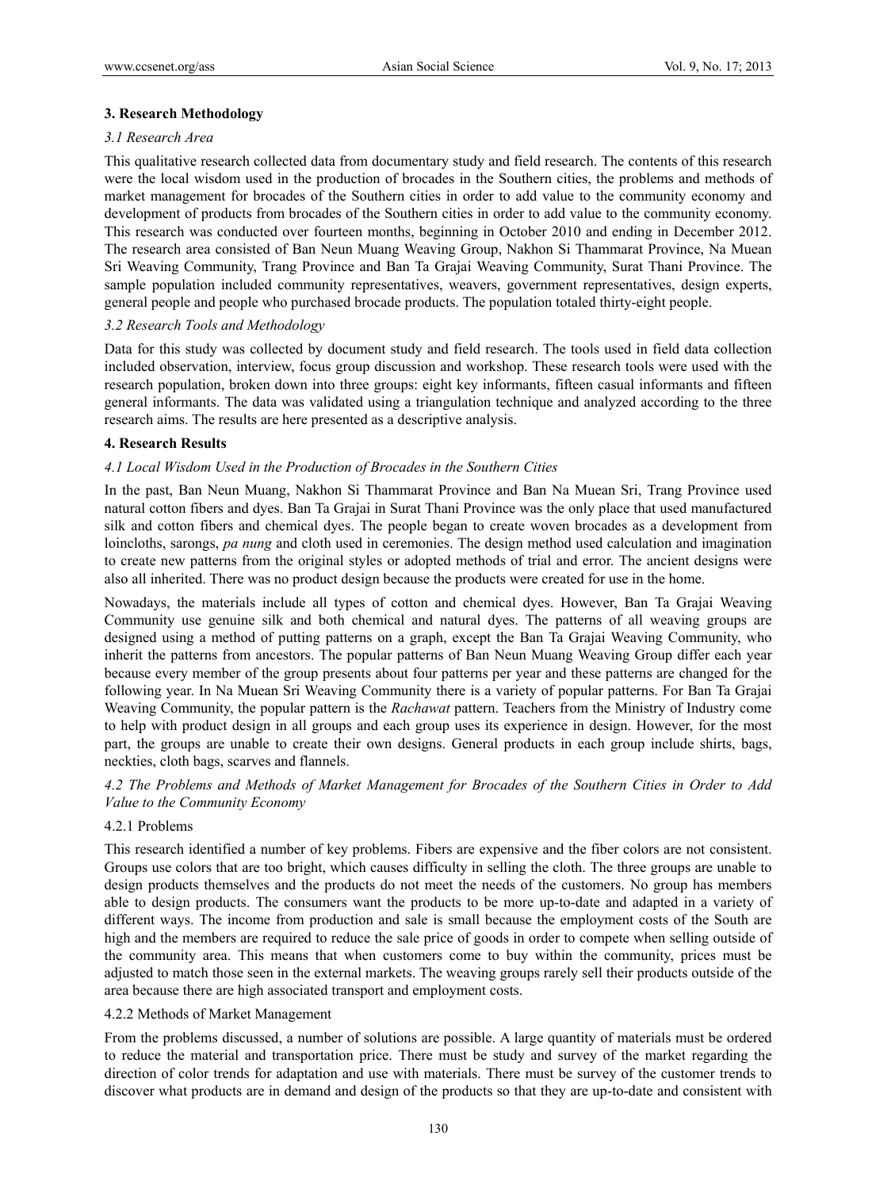## 3. Research Methodology

### *3.1 Research Area*

This qualitative research collected data from documentary study and field research. The contents of this research were the local wisdom used in the production of brocades in the Southern cities, the problems and methods of market management for brocades of the Southern cities in order to add value to the community economy and development of products from brocades of the Southern cities in order to add value to the community economy. This research was conducted over fourteen months, beginning in October 2010 and ending in December 2012. The research area consisted of Ban Neun Muang Weaving Group, Nakhon Si Thammarat Province, Na Muean Sri Weaving Community, Trang Province and Ban Ta Grajai Weaving Community, Surat Thani Province. The sample population included community representatives, weavers, government representatives, design experts, general people and people who purchased brocade products. The population totaled thirty-eight people.

### *3.2 Research Tools and Methodology*

Data for this study was collected by document study and field research. The tools used in field data collection included observation, interview, focus group discussion and workshop. These research tools were used with the research population, broken down into three groups: eight key informants, fifteen casual informants and fifteen general informants. The data was validated using a triangulation technique and analyzed according to the three research aims. The results are here presented as a descriptive analysis.

## 4. Research Results

### *4.1 Local Wisdom Used in the Production of Brocades in the Southern Cities*

In the past, Ban Neun Muang, Nakhon Si Thammarat Province and Ban Na Muean Sri, Trang Province used natural cotton fibers and dyes. Ban Ta Grajai in Surat Thani Province was the only place that used manufactured silk and cotton fibers and chemical dyes. The people began to create woven brocades as a development from loincloths, sarongs, *pa nung* and cloth used in ceremonies. The design method used calculation and imagination to create new patterns from the original styles or adopted methods of trial and error. The ancient designs were also all inherited. There was no product design because the products were created for use in the home.

Nowadays, the materials include all types of cotton and chemical dyes. However, Ban Ta Grajai Weaving Community use genuine silk and both chemical and natural dyes. The patterns of all weaving groups are designed using a method of putting patterns on a graph, except the Ban Ta Grajai Weaving Community, who inherit the patterns from ancestors. The popular patterns of Ban Neun Muang Weaving Group differ each year because every member of the group presents about four patterns per year and these patterns are changed for the following year. In Na Muean Sri Weaving Community there is a variety of popular patterns. For Ban Ta Grajai Weaving Community, the popular pattern is the *Rachawat* pattern. Teachers from the Ministry of Industry come to help with product design in all groups and each group uses its experience in design. However, for the most part, the groups are unable to create their own designs. General products in each group include shirts, bags, neckties, cloth bags, scarves and flannels.

### *4.2 The Problems and Methods of Market Management for Brocades of the Southern Cities in Order to Add Value to the Community Economy*

#### 4.2.1 Problems

This research identified a number of key problems. Fibers are expensive and the fiber colors are not consistent. Groups use colors that are too bright, which causes difficulty in selling the cloth. The three groups are unable to design products themselves and the products do not meet the needs of the customers. No group has members able to design products. The consumers want the products to be more up-to-date and adapted in a variety of different ways. The income from production and sale is small because the employment costs of the South are high and the members are required to reduce the sale price of goods in order to compete when selling outside of the community area. This means that when customers come to buy within the community, prices must be adjusted to match those seen in the external markets. The weaving groups rarely sell their products outside of the area because there are high associated transport and employment costs.

#### 4.2.2 Methods of Market Management

From the problems discussed, a number of solutions are possible. A large quantity of materials must be ordered to reduce the material and transportation price. There must be study and survey of the market regarding the direction of color trends for adaptation and use with materials. There must be survey of the customer trends to discover what products are in demand and design of the products so that they are up-to-date and consistent with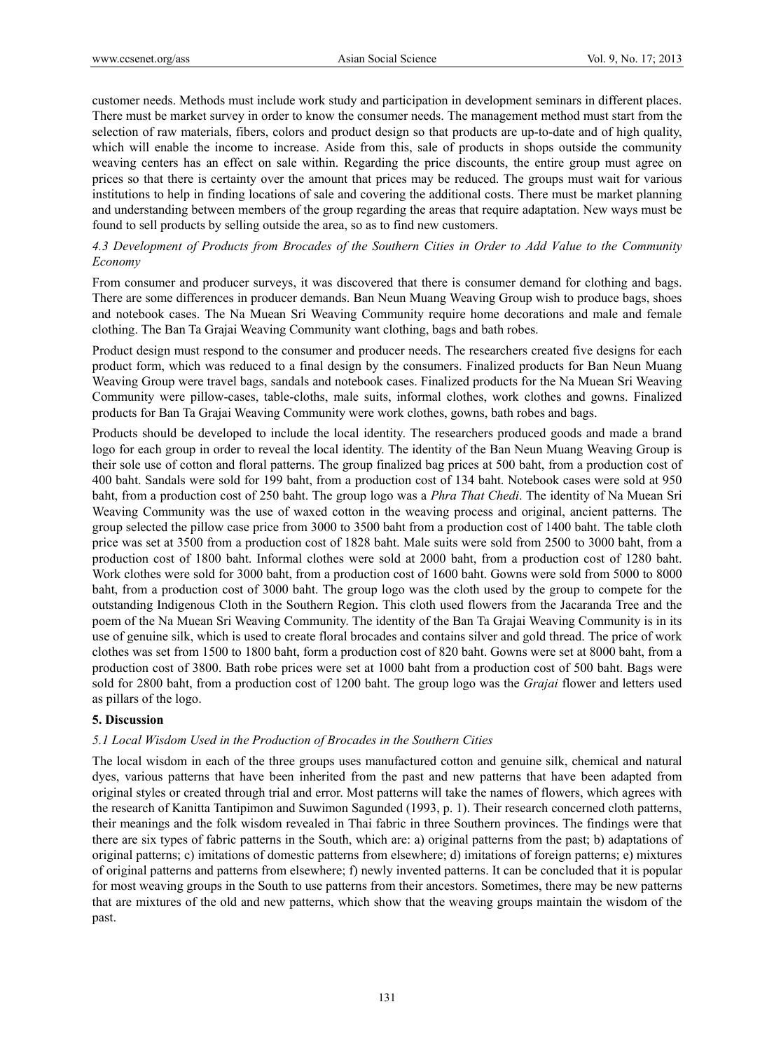customer needs. Methods must include work study and participation in development seminars in different places. There must be market survey in order to know the consumer needs. The management method must start from the selection of raw materials, fibers, colors and product design so that products are up-to-date and of high quality, which will enable the income to increase. Aside from this, sale of products in shops outside the community weaving centers has an effect on sale within. Regarding the price discounts, the entire group must agree on prices so that there is certainty over the amount that prices may be reduced. The groups must wait for various institutions to help in finding locations of sale and covering the additional costs. There must be market planning and understanding between members of the group regarding the areas that require adaptation. New ways must be found to sell products by selling outside the area, so as to find new customers.

### *4.3 Development of Products from Brocades of the Southern Cities in Order to Add Value to the Community Economy*

From consumer and producer surveys, it was discovered that there is consumer demand for clothing and bags. There are some differences in producer demands. Ban Neun Muang Weaving Group wish to produce bags, shoes and notebook cases. The Na Muean Sri Weaving Community require home decorations and male and female clothing. The Ban Ta Grajai Weaving Community want clothing, bags and bath robes.

Product design must respond to the consumer and producer needs. The researchers created five designs for each product form, which was reduced to a final design by the consumers. Finalized products for Ban Neun Muang Weaving Group were travel bags, sandals and notebook cases. Finalized products for the Na Muean Sri Weaving Community were pillow-cases, table-cloths, male suits, informal clothes, work clothes and gowns. Finalized products for Ban Ta Grajai Weaving Community were work clothes, gowns, bath robes and bags.

Products should be developed to include the local identity. The researchers produced goods and made a brand logo for each group in order to reveal the local identity. The identity of the Ban Neun Muang Weaving Group is their sole use of cotton and floral patterns. The group finalized bag prices at 500 baht, from a production cost of 400 baht. Sandals were sold for 199 baht, from a production cost of 134 baht. Notebook cases were sold at 950 baht, from a production cost of 250 baht. The group logo was a *Phra That Chedi*. The identity of Na Muean Sri Weaving Community was the use of waxed cotton in the weaving process and original, ancient patterns. The group selected the pillow case price from 3000 to 3500 baht from a production cost of 1400 baht. The table cloth price was set at 3500 from a production cost of 1828 baht. Male suits were sold from 2500 to 3000 baht, from a production cost of 1800 baht. Informal clothes were sold at 2000 baht, from a production cost of 1280 baht. Work clothes were sold for 3000 baht, from a production cost of 1600 baht. Gowns were sold from 5000 to 8000 baht, from a production cost of 3000 baht. The group logo was the cloth used by the group to compete for the outstanding Indigenous Cloth in the Southern Region. This cloth used flowers from the Jacaranda Tree and the poem of the Na Muean Sri Weaving Community. The identity of the Ban Ta Grajai Weaving Community is in its use of genuine silk, which is used to create floral brocades and contains silver and gold thread. The price of work clothes was set from 1500 to 1800 baht, form a production cost of 820 baht. Gowns were set at 8000 baht, from a production cost of 3800. Bath robe prices were set at 1000 baht from a production cost of 500 baht. Bags were sold for 2800 baht, from a production cost of 1200 baht. The group logo was the *Grajai* flower and letters used as pillars of the logo.

## 5. Discussion

### *5.1 Local Wisdom Used in the Production of Brocades in the Southern Cities*

The local wisdom in each of the three groups uses manufactured cotton and genuine silk, chemical and natural dyes, various patterns that have been inherited from the past and new patterns that have been adapted from original styles or created through trial and error. Most patterns will take the names of flowers, which agrees with the research of Kanitta Tantipimon and Suwimon Sagunded (1993, p. 1). Their research concerned cloth patterns, their meanings and the folk wisdom revealed in Thai fabric in three Southern provinces. The findings were that there are six types of fabric patterns in the South, which are: a) original patterns from the past; b) adaptations of original patterns; c) imitations of domestic patterns from elsewhere; d) imitations of foreign patterns; e) mixtures of original patterns and patterns from elsewhere; f) newly invented patterns. It can be concluded that it is popular for most weaving groups in the South to use patterns from their ancestors. Sometimes, there may be new patterns that are mixtures of the old and new patterns, which show that the weaving groups maintain the wisdom of the past.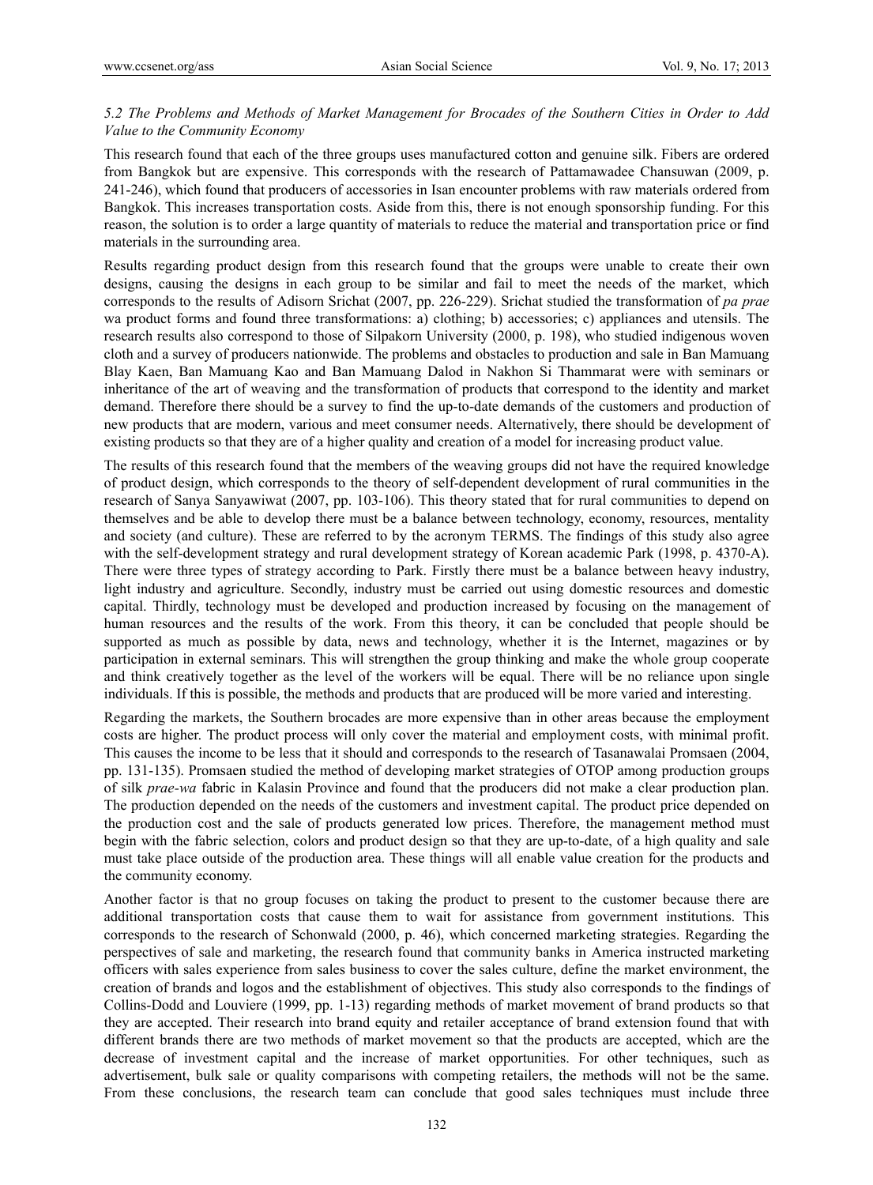### *5.2 The Problems and Methods of Market Management for Brocades of the Southern Cities in Order to Add Value to the Community Economy*

This research found that each of the three groups uses manufactured cotton and genuine silk. Fibers are ordered from Bangkok but are expensive. This corresponds with the research of Pattamawadee Chansuwan (2009, p. 241-246), which found that producers of accessories in Isan encounter problems with raw materials ordered from Bangkok. This increases transportation costs. Aside from this, there is not enough sponsorship funding. For this reason, the solution is to order a large quantity of materials to reduce the material and transportation price or find materials in the surrounding area.

Results regarding product design from this research found that the groups were unable to create their own designs, causing the designs in each group to be similar and fail to meet the needs of the market, which corresponds to the results of Adisorn Srichat (2007, pp. 226-229). Srichat studied the transformation of *pa prae* wa product forms and found three transformations: a) clothing; b) accessories; c) appliances and utensils. The research results also correspond to those of Silpakorn University (2000, p. 198), who studied indigenous woven cloth and a survey of producers nationwide. The problems and obstacles to production and sale in Ban Mamuang Blay Kaen, Ban Mamuang Kao and Ban Mamuang Dalod in Nakhon Si Thammarat were with seminars or inheritance of the art of weaving and the transformation of products that correspond to the identity and market demand. Therefore there should be a survey to find the up-to-date demands of the customers and production of new products that are modern, various and meet consumer needs. Alternatively, there should be development of existing products so that they are of a higher quality and creation of a model for increasing product value.

The results of this research found that the members of the weaving groups did not have the required knowledge of product design, which corresponds to the theory of self-dependent development of rural communities in the research of Sanya Sanyawiwat (2007, pp. 103-106). This theory stated that for rural communities to depend on themselves and be able to develop there must be a balance between technology, economy, resources, mentality and society (and culture). These are referred to by the acronym TERMS. The findings of this study also agree with the self-development strategy and rural development strategy of Korean academic Park (1998, p. 4370-A). There were three types of strategy according to Park. Firstly there must be a balance between heavy industry, light industry and agriculture. Secondly, industry must be carried out using domestic resources and domestic capital. Thirdly, technology must be developed and production increased by focusing on the management of human resources and the results of the work. From this theory, it can be concluded that people should be supported as much as possible by data, news and technology, whether it is the Internet, magazines or by participation in external seminars. This will strengthen the group thinking and make the whole group cooperate and think creatively together as the level of the workers will be equal. There will be no reliance upon single individuals. If this is possible, the methods and products that are produced will be more varied and interesting.

Regarding the markets, the Southern brocades are more expensive than in other areas because the employment costs are higher. The product process will only cover the material and employment costs, with minimal profit. This causes the income to be less that it should and corresponds to the research of Tasanawalai Promsaen (2004, pp. 131-135). Promsaen studied the method of developing market strategies of OTOP among production groups of silk *prae-wa* fabric in Kalasin Province and found that the producers did not make a clear production plan. The production depended on the needs of the customers and investment capital. The product price depended on the production cost and the sale of products generated low prices. Therefore, the management method must begin with the fabric selection, colors and product design so that they are up-to-date, of a high quality and sale must take place outside of the production area. These things will all enable value creation for the products and the community economy.

Another factor is that no group focuses on taking the product to present to the customer because there are additional transportation costs that cause them to wait for assistance from government institutions. This corresponds to the research of Schonwald (2000, p. 46), which concerned marketing strategies. Regarding the perspectives of sale and marketing, the research found that community banks in America instructed marketing officers with sales experience from sales business to cover the sales culture, define the market environment, the creation of brands and logos and the establishment of objectives. This study also corresponds to the findings of Collins-Dodd and Louviere (1999, pp. 1-13) regarding methods of market movement of brand products so that they are accepted. Their research into brand equity and retailer acceptance of brand extension found that with different brands there are two methods of market movement so that the products are accepted, which are the decrease of investment capital and the increase of market opportunities. For other techniques, such as advertisement, bulk sale or quality comparisons with competing retailers, the methods will not be the same. From these conclusions, the research team can conclude that good sales techniques must include three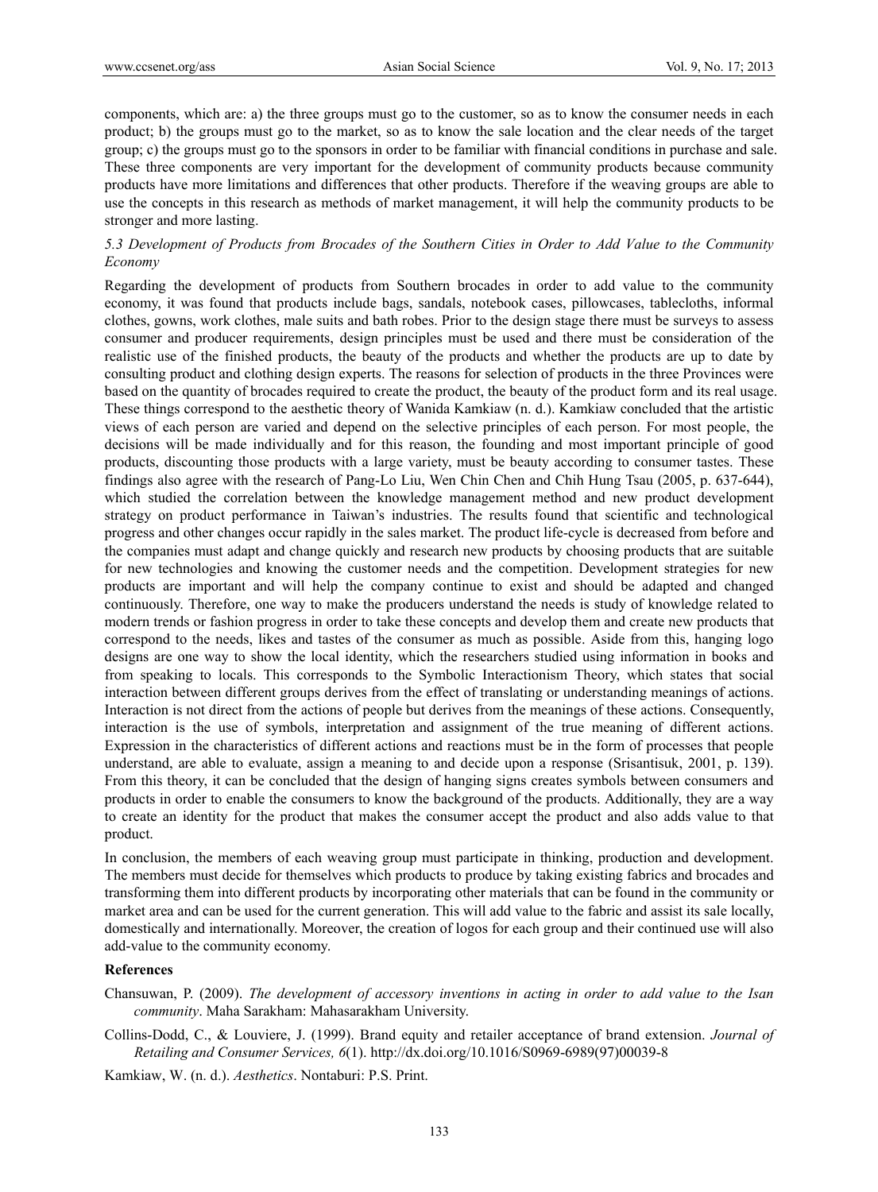components, which are: a) the three groups must go to the customer, so as to know the consumer needs in each product; b) the groups must go to the market, so as to know the sale location and the clear needs of the target group; c) the groups must go to the sponsors in order to be familiar with financial conditions in purchase and sale. These three components are very important for the development of community products because community products have more limitations and differences that other products. Therefore if the weaving groups are able to use the concepts in this research as methods of market management, it will help the community products to be stronger and more lasting.

### *5.3 Development of Products from Brocades of the Southern Cities in Order to Add Value to the Community Economy*

Regarding the development of products from Southern brocades in order to add value to the community economy, it was found that products include bags, sandals, notebook cases, pillowcases, tablecloths, informal clothes, gowns, work clothes, male suits and bath robes. Prior to the design stage there must be surveys to assess consumer and producer requirements, design principles must be used and there must be consideration of the realistic use of the finished products, the beauty of the products and whether the products are up to date by consulting product and clothing design experts. The reasons for selection of products in the three Provinces were based on the quantity of brocades required to create the product, the beauty of the product form and its real usage. These things correspond to the aesthetic theory of Wanida Kamkiaw (n. d.). Kamkiaw concluded that the artistic views of each person are varied and depend on the selective principles of each person. For most people, the decisions will be made individually and for this reason, the founding and most important principle of good products, discounting those products with a large variety, must be beauty according to consumer tastes. These findings also agree with the research of Pang-Lo Liu, Wen Chin Chen and Chih Hung Tsau (2005, p. 637-644), which studied the correlation between the knowledge management method and new product development strategy on product performance in Taiwan's industries. The results found that scientific and technological progress and other changes occur rapidly in the sales market. The product life-cycle is decreased from before and the companies must adapt and change quickly and research new products by choosing products that are suitable for new technologies and knowing the customer needs and the competition. Development strategies for new products are important and will help the company continue to exist and should be adapted and changed continuously. Therefore, one way to make the producers understand the needs is study of knowledge related to modern trends or fashion progress in order to take these concepts and develop them and create new products that correspond to the needs, likes and tastes of the consumer as much as possible. Aside from this, hanging logo designs are one way to show the local identity, which the researchers studied using information in books and from speaking to locals. This corresponds to the Symbolic Interactionism Theory, which states that social interaction between different groups derives from the effect of translating or understanding meanings of actions. Interaction is not direct from the actions of people but derives from the meanings of these actions. Consequently, interaction is the use of symbols, interpretation and assignment of the true meaning of different actions. Expression in the characteristics of different actions and reactions must be in the form of processes that people understand, are able to evaluate, assign a meaning to and decide upon a response (Srisantisuk, 2001, p. 139). From this theory, it can be concluded that the design of hanging signs creates symbols between consumers and products in order to enable the consumers to know the background of the products. Additionally, they are a way to create an identity for the product that makes the consumer accept the product and also adds value to that product.

In conclusion, the members of each weaving group must participate in thinking, production and development. The members must decide for themselves which products to produce by taking existing fabrics and brocades and transforming them into different products by incorporating other materials that can be found in the community or market area and can be used for the current generation. This will add value to the fabric and assist its sale locally, domestically and internationally. Moreover, the creation of logos for each group and their continued use will also add-value to the community economy.

## References

Chansuwan, P. (2009). *The development of accessory inventions in acting in order to add value to the Isan community*. Maha Sarakham: Mahasarakham University.

Collins-Dodd, C., & Louviere, J. (1999). Brand equity and retailer acceptance of brand extension. *Journal of Retailing and Consumer Services, 6*(1). http://dx.doi.org/10.1016/S0969-6989(97)00039-8

Kamkiaw, W. (n. d.). *Aesthetics*. Nontaburi: P.S. Print.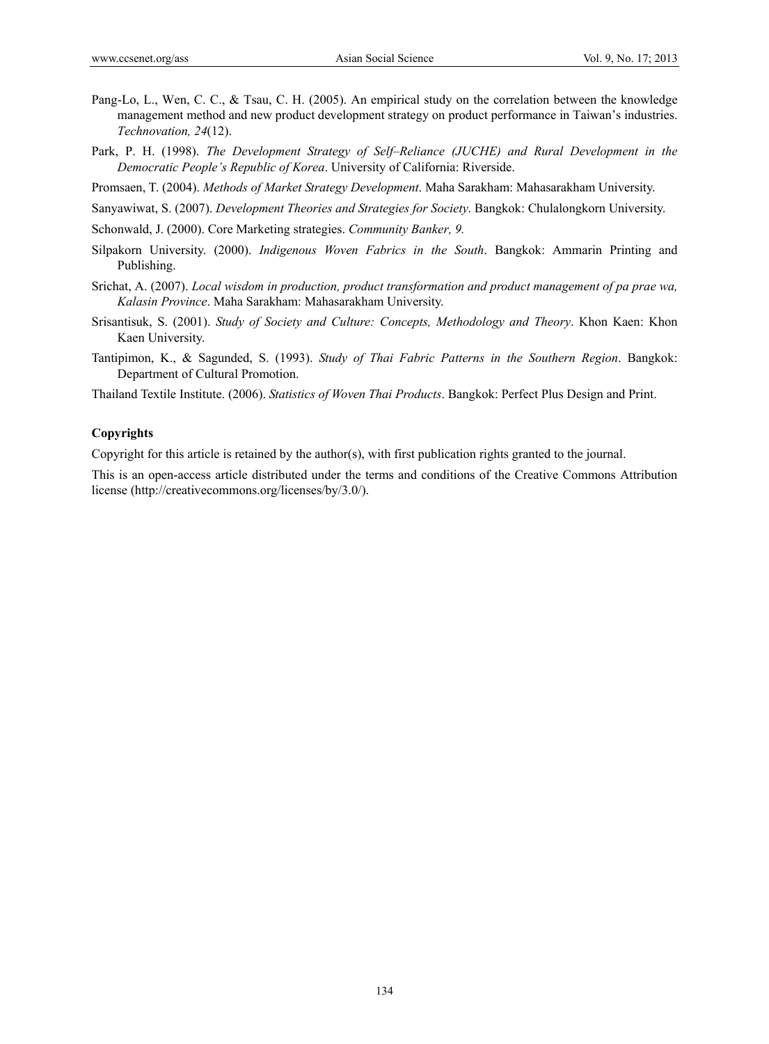Pang-Lo, L., Wen, C. C., & Tsau, C. H. (2005). An empirical study on the correlation between the knowledge management method and new product development strategy on product performance in Taiwan's industries. *Technovation, 24*(12).

Park, P. H. (1998). *The Development Strategy of Self–Reliance (JUCHE) and Rural Development in the Democratic People's Republic of Korea*. University of California: Riverside.

Promsaen, T. (2004). *Methods of Market Strategy Development*. Maha Sarakham: Mahasarakham University.

Sanyawiwat, S. (2007). *Development Theories and Strategies for Society*. Bangkok: Chulalongkorn University.

Schonwald, J. (2000). Core Marketing strategies. *Community Banker, 9.*

Silpakorn University. (2000). *Indigenous Woven Fabrics in the South*. Bangkok: Ammarin Printing and Publishing.

Srichat, A. (2007). *Local wisdom in production, product transformation and product management of pa prae wa, Kalasin Province*. Maha Sarakham: Mahasarakham University.

Srisantisuk, S. (2001). *Study of Society and Culture: Concepts, Methodology and Theory*. Khon Kaen: Khon Kaen University.

Tantipimon, K., & Sagunded, S. (1993). *Study of Thai Fabric Patterns in the Southern Region*. Bangkok: Department of Cultural Promotion.

Thailand Textile Institute. (2006). *Statistics of Woven Thai Products*. Bangkok: Perfect Plus Design and Print.

### Copyrights

Copyright for this article is retained by the author(s), with first publication rights granted to the journal.

This is an open-access article distributed under the terms and conditions of the Creative Commons Attribution license (http://creativecommons.org/licenses/by/3.0/).